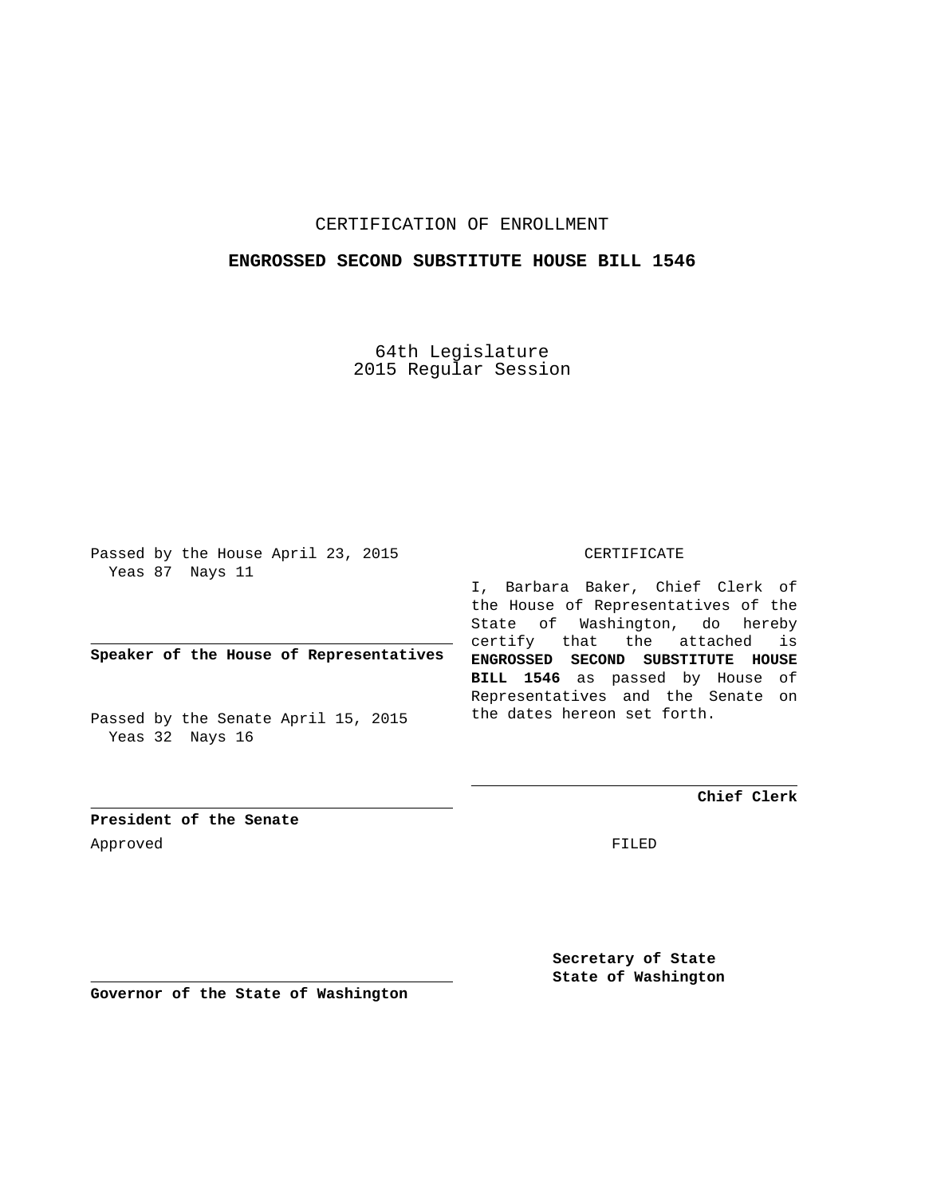# CERTIFICATION OF ENROLLMENT

## ENGROSSED SECOND SUBSTITUTE HOUSE BILL 1546

64th Legislature
2015 Regular Session

Passed by the House April 23, 2015
Yeas 87 Nays 11

**Speaker of the House of Representatives**

Passed by the Senate April 15, 2015
Yeas 32 Nays 16

**President of the Senate**

Approved

**Governor of the State of Washington**

CERTIFICATE

I, Barbara Baker, Chief Clerk of the House of Representatives of the State of Washington, do hereby certify that the attached is **ENGROSSED SECOND SUBSTITUTE HOUSE BILL 1546** as passed by House of Representatives and the Senate on the dates hereon set forth.

**Chief Clerk**

FILED

**Secretary of State**
**State of Washington**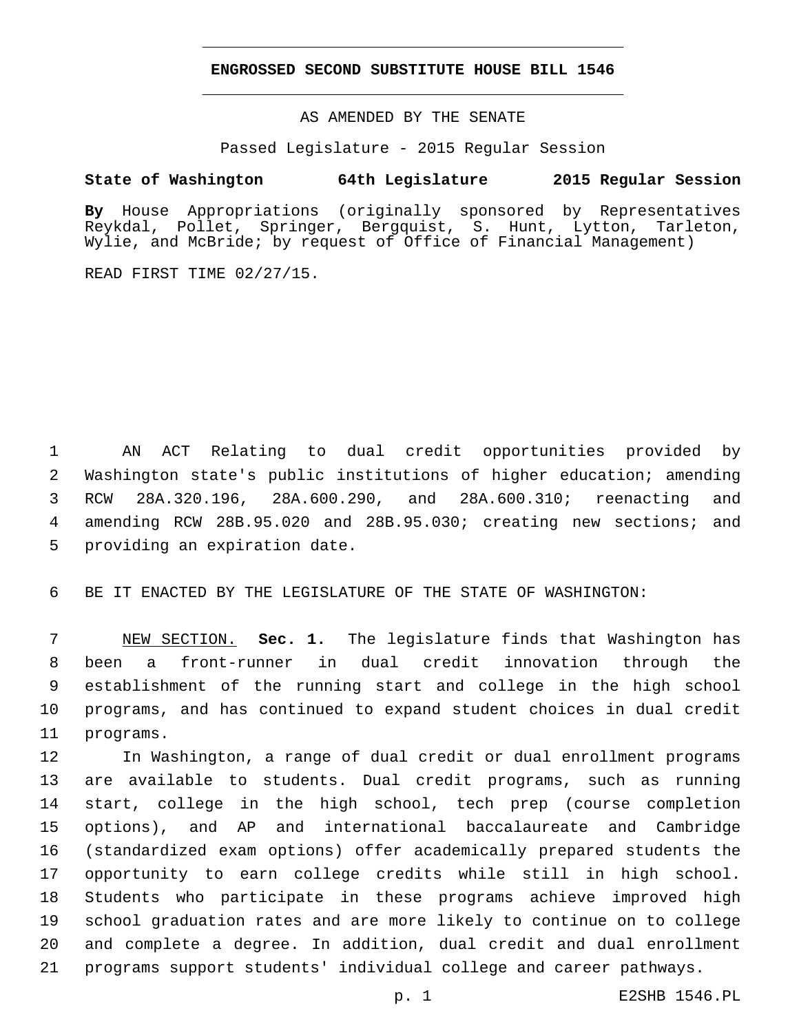**ENGROSSED SECOND SUBSTITUTE HOUSE BILL 1546**

AS AMENDED BY THE SENATE

Passed Legislature - 2015 Regular Session

**State of Washington 64th Legislature 2015 Regular Session**

**By** House Appropriations (originally sponsored by Representatives Reykdal, Pollet, Springer, Bergquist, S. Hunt, Lytton, Tarleton, Wylie, and McBride; by request of Office of Financial Management)

READ FIRST TIME 02/27/15.

AN ACT Relating to dual credit opportunities provided by Washington state's public institutions of higher education; amending RCW 28A.320.196, 28A.600.290, and 28A.600.310; reenacting and amending RCW 28B.95.020 and 28B.95.030; creating new sections; and providing an expiration date.

BE IT ENACTED BY THE LEGISLATURE OF THE STATE OF WASHINGTON:

NEW SECTION. **Sec. 1.** The legislature finds that Washington has been a front-runner in dual credit innovation through the establishment of the running start and college in the high school programs, and has continued to expand student choices in dual credit programs.

In Washington, a range of dual credit or dual enrollment programs are available to students. Dual credit programs, such as running start, college in the high school, tech prep (course completion options), and AP and international baccalaureate and Cambridge (standardized exam options) offer academically prepared students the opportunity to earn college credits while still in high school. Students who participate in these programs achieve improved high school graduation rates and are more likely to continue on to college and complete a degree. In addition, dual credit and dual enrollment programs support students' individual college and career pathways.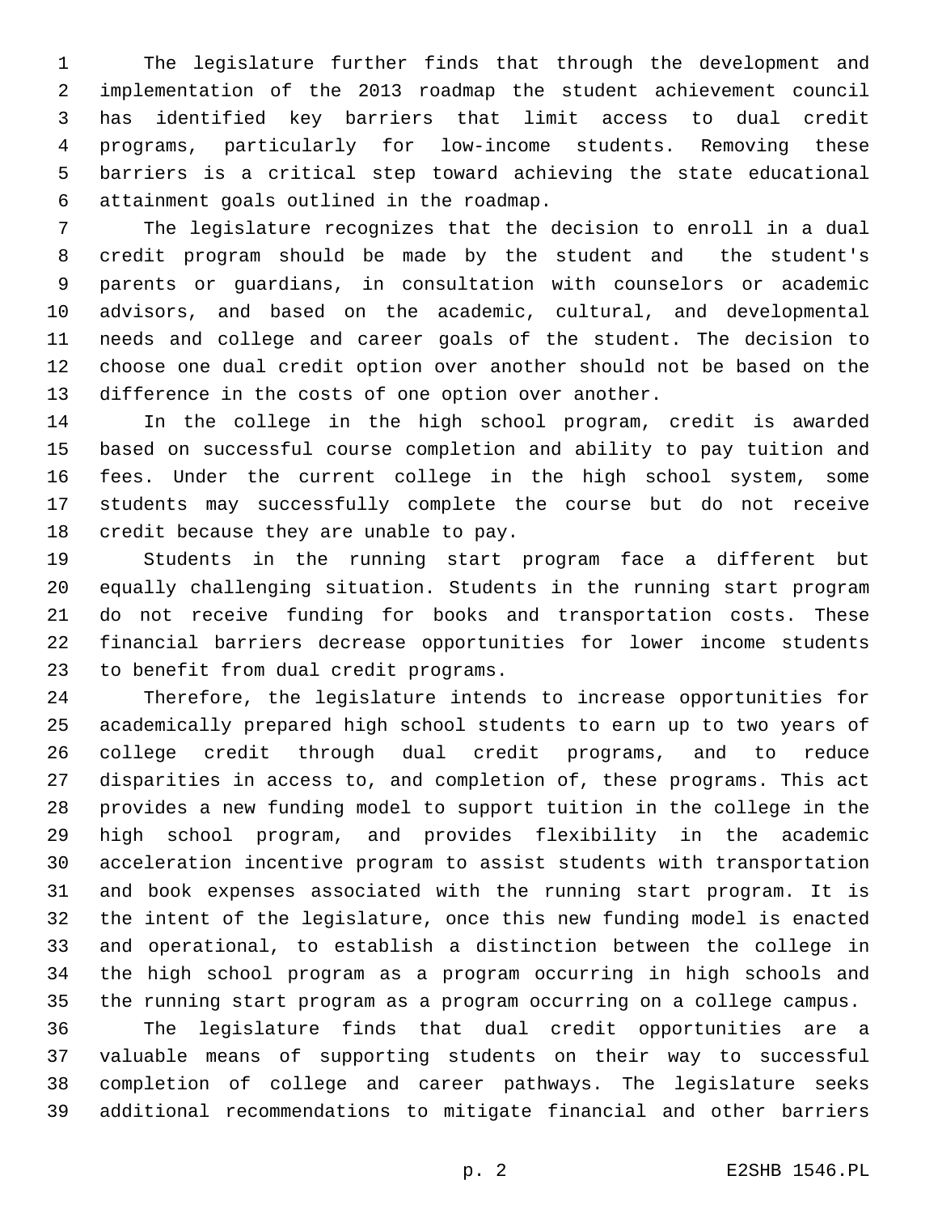The legislature further finds that through the development and implementation of the 2013 roadmap the student achievement council has identified key barriers that limit access to dual credit programs, particularly for low-income students. Removing these barriers is a critical step toward achieving the state educational attainment goals outlined in the roadmap.

The legislature recognizes that the decision to enroll in a dual credit program should be made by the student and the student's parents or guardians, in consultation with counselors or academic advisors, and based on the academic, cultural, and developmental needs and college and career goals of the student. The decision to choose one dual credit option over another should not be based on the difference in the costs of one option over another.

In the college in the high school program, credit is awarded based on successful course completion and ability to pay tuition and fees. Under the current college in the high school system, some students may successfully complete the course but do not receive credit because they are unable to pay.

Students in the running start program face a different but equally challenging situation. Students in the running start program do not receive funding for books and transportation costs. These financial barriers decrease opportunities for lower income students to benefit from dual credit programs.

Therefore, the legislature intends to increase opportunities for academically prepared high school students to earn up to two years of college credit through dual credit programs, and to reduce disparities in access to, and completion of, these programs. This act provides a new funding model to support tuition in the college in the high school program, and provides flexibility in the academic acceleration incentive program to assist students with transportation and book expenses associated with the running start program. It is the intent of the legislature, once this new funding model is enacted and operational, to establish a distinction between the college in the high school program as a program occurring in high schools and the running start program as a program occurring on a college campus.

The legislature finds that dual credit opportunities are a valuable means of supporting students on their way to successful completion of college and career pathways. The legislature seeks additional recommendations to mitigate financial and other barriers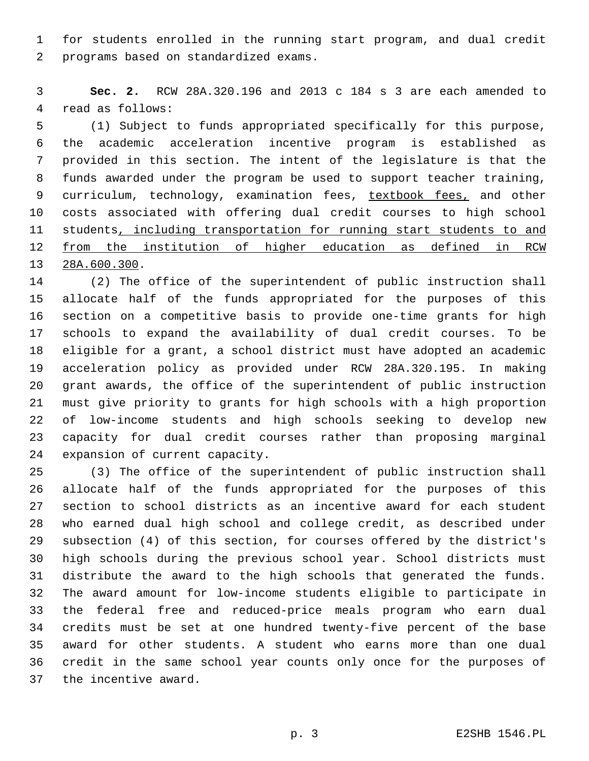for students enrolled in the running start program, and dual credit programs based on standardized exams.

**Sec. 2.** RCW 28A.320.196 and 2013 c 184 s 3 are each amended to read as follows:

(1) Subject to funds appropriated specifically for this purpose, the academic acceleration incentive program is established as provided in this section. The intent of the legislature is that the funds awarded under the program be used to support teacher training, curriculum, technology, examination fees, <u>textbook fees,</u> and other costs associated with offering dual credit courses to high school students<u>, including transportation for running start students to and from the institution of higher education as defined in RCW 28A.600.300</u>.

(2) The office of the superintendent of public instruction shall allocate half of the funds appropriated for the purposes of this section on a competitive basis to provide one-time grants for high schools to expand the availability of dual credit courses. To be eligible for a grant, a school district must have adopted an academic acceleration policy as provided under RCW 28A.320.195. In making grant awards, the office of the superintendent of public instruction must give priority to grants for high schools with a high proportion of low-income students and high schools seeking to develop new capacity for dual credit courses rather than proposing marginal expansion of current capacity.

(3) The office of the superintendent of public instruction shall allocate half of the funds appropriated for the purposes of this section to school districts as an incentive award for each student who earned dual high school and college credit, as described under subsection (4) of this section, for courses offered by the district's high schools during the previous school year. School districts must distribute the award to the high schools that generated the funds. The award amount for low-income students eligible to participate in the federal free and reduced-price meals program who earn dual credits must be set at one hundred twenty-five percent of the base award for other students. A student who earns more than one dual credit in the same school year counts only once for the purposes of the incentive award.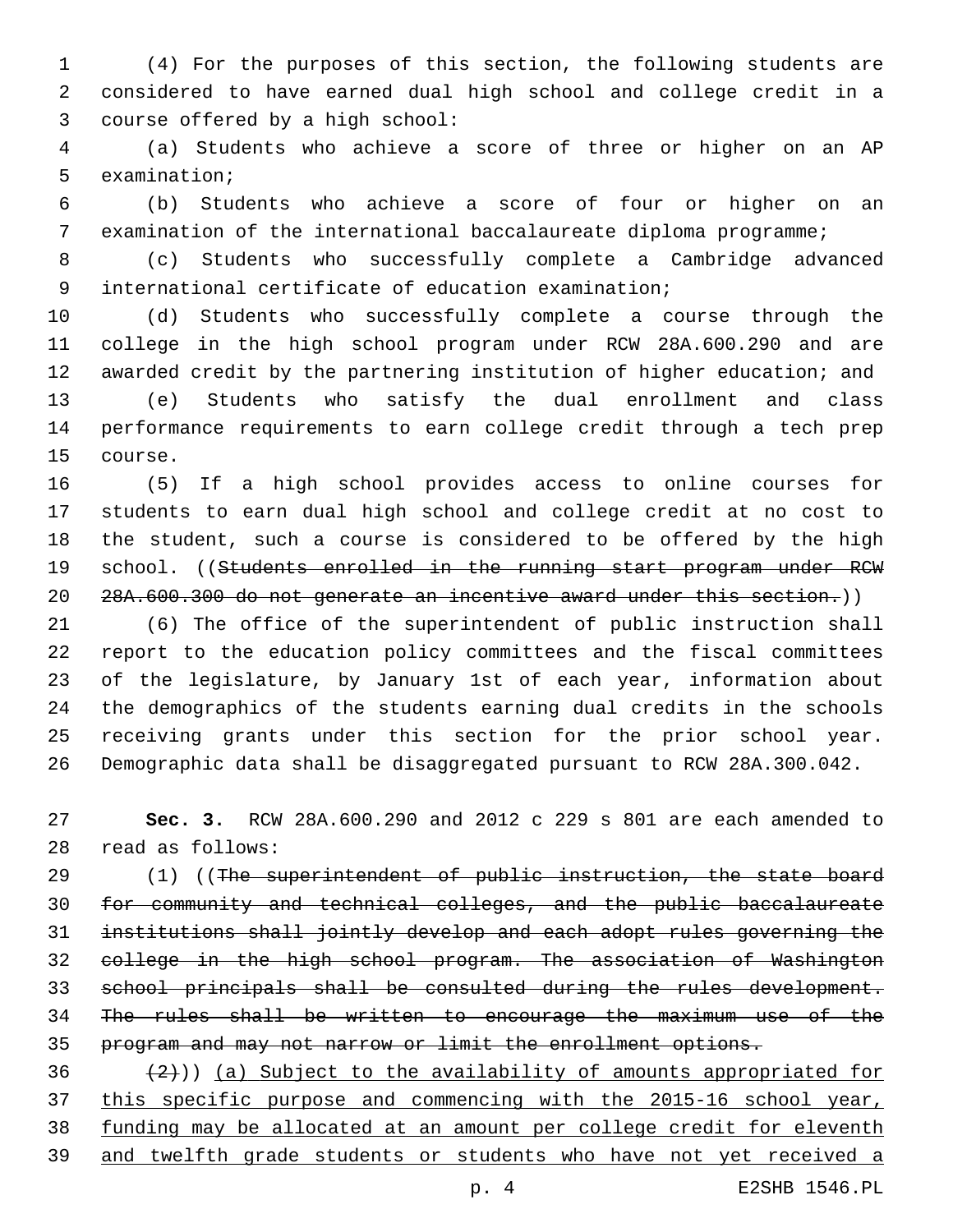(4) For the purposes of this section, the following students are considered to have earned dual high school and college credit in a course offered by a high school:

(a) Students who achieve a score of three or higher on an AP examination;

(b) Students who achieve a score of four or higher on an examination of the international baccalaureate diploma programme;

(c) Students who successfully complete a Cambridge advanced international certificate of education examination;

(d) Students who successfully complete a course through the college in the high school program under RCW 28A.600.290 and are awarded credit by the partnering institution of higher education; and

(e) Students who satisfy the dual enrollment and class performance requirements to earn college credit through a tech prep course.

(5) If a high school provides access to online courses for students to earn dual high school and college credit at no cost to the student, such a course is considered to be offered by the high school. ((~~Students enrolled in the running start program under RCW 28A.600.300 do not generate an incentive award under this section.~~))

(6) The office of the superintendent of public instruction shall report to the education policy committees and the fiscal committees of the legislature, by January 1st of each year, information about the demographics of the students earning dual credits in the schools receiving grants under this section for the prior school year. Demographic data shall be disaggregated pursuant to RCW 28A.300.042.

**Sec. 3.** RCW 28A.600.290 and 2012 c 229 s 801 are each amended to read as follows:

(1) ((~~The superintendent of public instruction, the state board for community and technical colleges, and the public baccalaureate institutions shall jointly develop and each adopt rules governing the college in the high school program. The association of Washington school principals shall be consulted during the rules development. The rules shall be written to encourage the maximum use of the program and may not narrow or limit the enrollment options.~~

~~(2)~~)) <u>(a) Subject to the availability of amounts appropriated for this specific purpose and commencing with the 2015-16 school year, funding may be allocated at an amount per college credit for eleventh and twelfth grade students or students who have not yet received a</u>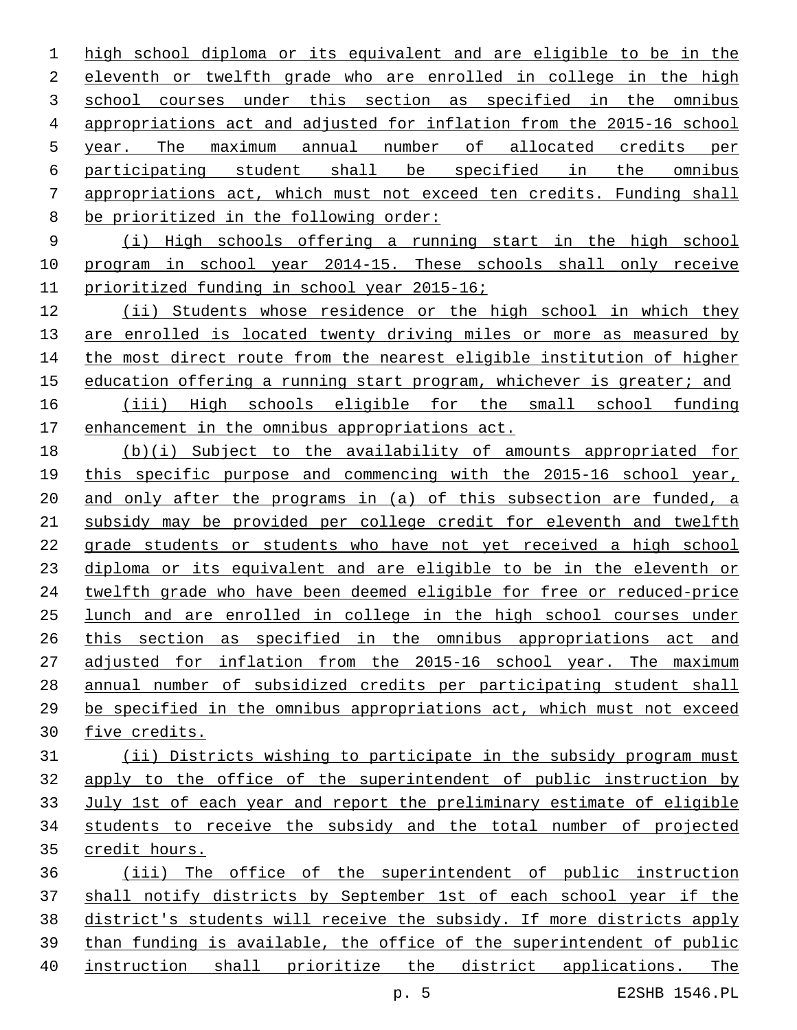high school diploma or its equivalent and are eligible to be in the eleventh or twelfth grade who are enrolled in college in the high school courses under this section as specified in the omnibus appropriations act and adjusted for inflation from the 2015-16 school year. The maximum annual number of allocated credits per participating student shall be specified in the omnibus appropriations act, which must not exceed ten credits. Funding shall be prioritized in the following order:

(i) High schools offering a running start in the high school program in school year 2014-15. These schools shall only receive prioritized funding in school year 2015-16;

(ii) Students whose residence or the high school in which they are enrolled is located twenty driving miles or more as measured by the most direct route from the nearest eligible institution of higher education offering a running start program, whichever is greater; and

(iii) High schools eligible for the small school funding enhancement in the omnibus appropriations act.

(b)(i) Subject to the availability of amounts appropriated for this specific purpose and commencing with the 2015-16 school year, and only after the programs in (a) of this subsection are funded, a subsidy may be provided per college credit for eleventh and twelfth grade students or students who have not yet received a high school diploma or its equivalent and are eligible to be in the eleventh or twelfth grade who have been deemed eligible for free or reduced-price lunch and are enrolled in college in the high school courses under this section as specified in the omnibus appropriations act and adjusted for inflation from the 2015-16 school year. The maximum annual number of subsidized credits per participating student shall be specified in the omnibus appropriations act, which must not exceed five credits.

(ii) Districts wishing to participate in the subsidy program must apply to the office of the superintendent of public instruction by July 1st of each year and report the preliminary estimate of eligible students to receive the subsidy and the total number of projected credit hours.

(iii) The office of the superintendent of public instruction shall notify districts by September 1st of each school year if the district's students will receive the subsidy. If more districts apply than funding is available, the office of the superintendent of public instruction shall prioritize the district applications. The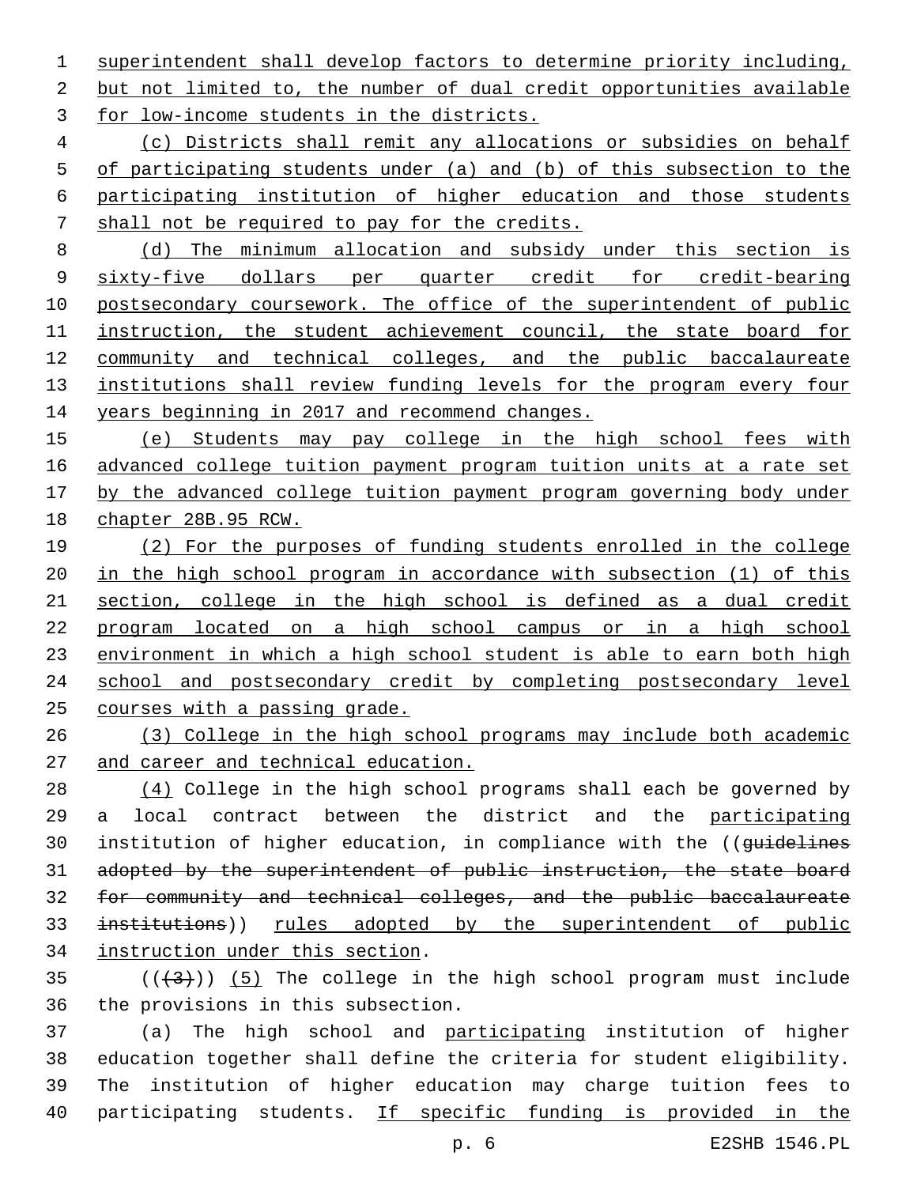superintendent shall develop factors to determine priority including, but not limited to, the number of dual credit opportunities available for low-income students in the districts.

(c) Districts shall remit any allocations or subsidies on behalf of participating students under (a) and (b) of this subsection to the participating institution of higher education and those students shall not be required to pay for the credits.

(d) The minimum allocation and subsidy under this section is sixty-five dollars per quarter credit for credit-bearing postsecondary coursework. The office of the superintendent of public instruction, the student achievement council, the state board for community and technical colleges, and the public baccalaureate institutions shall review funding levels for the program every four years beginning in 2017 and recommend changes.

(e) Students may pay college in the high school fees with advanced college tuition payment program tuition units at a rate set by the advanced college tuition payment program governing body under chapter 28B.95 RCW.

(2) For the purposes of funding students enrolled in the college in the high school program in accordance with subsection (1) of this section, college in the high school is defined as a dual credit program located on a high school campus or in a high school environment in which a high school student is able to earn both high school and postsecondary credit by completing postsecondary level courses with a passing grade.

(3) College in the high school programs may include both academic and career and technical education.

(4) College in the high school programs shall each be governed by a local contract between the district and the participating institution of higher education, in compliance with the ((~~guidelines adopted by the superintendent of public instruction, the state board for community and technical colleges, and the public baccalaureate institutions~~)) rules adopted by the superintendent of public instruction under this section.

((~~(3)~~)) (5) The college in the high school program must include the provisions in this subsection.

(a) The high school and participating institution of higher education together shall define the criteria for student eligibility. The institution of higher education may charge tuition fees to participating students. If specific funding is provided in the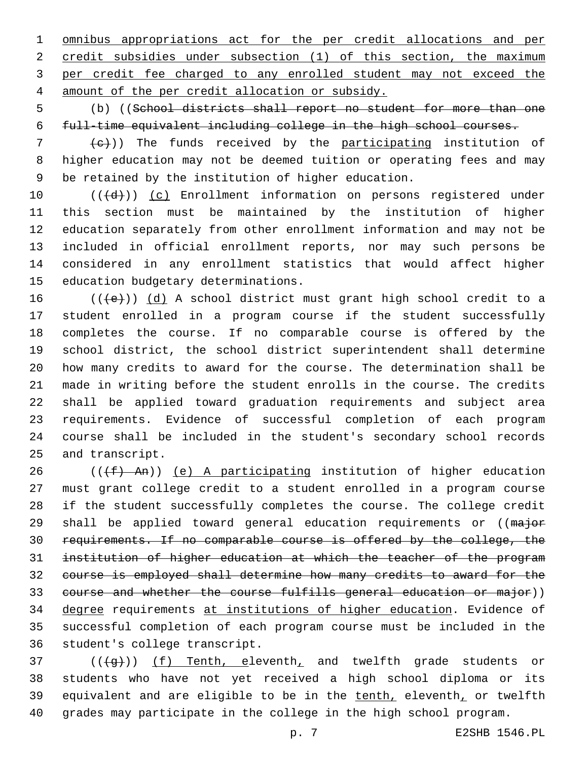omnibus appropriations act for the per credit allocations and per credit subsidies under subsection (1) of this section, the maximum per credit fee charged to any enrolled student may not exceed the amount of the per credit allocation or subsidy.

(b) ((~~School districts shall report no student for more than one full-time equivalent including college in the high school courses.~~

~~(c)~~)) The funds received by the participating institution of higher education may not be deemed tuition or operating fees and may be retained by the institution of higher education.

((~~(d)~~)) (c) Enrollment information on persons registered under this section must be maintained by the institution of higher education separately from other enrollment information and may not be included in official enrollment reports, nor may such persons be considered in any enrollment statistics that would affect higher education budgetary determinations.

((~~(e)~~)) (d) A school district must grant high school credit to a student enrolled in a program course if the student successfully completes the course. If no comparable course is offered by the school district, the school district superintendent shall determine how many credits to award for the course. The determination shall be made in writing before the student enrolls in the course. The credits shall be applied toward graduation requirements and subject area requirements. Evidence of successful completion of each program course shall be included in the student's secondary school records and transcript.

((~~(f) An~~)) (e) A participating institution of higher education must grant college credit to a student enrolled in a program course if the student successfully completes the course. The college credit shall be applied toward general education requirements or ((~~major requirements. If no comparable course is offered by the college, the institution of higher education at which the teacher of the program course is employed shall determine how many credits to award for the course and whether the course fulfills general education or major~~)) degree requirements at institutions of higher education. Evidence of successful completion of each program course must be included in the student's college transcript.

((~~(g)~~)) (f) Tenth, eleventh, and twelfth grade students or students who have not yet received a high school diploma or its equivalent and are eligible to be in the tenth, eleventh, or twelfth grades may participate in the college in the high school program.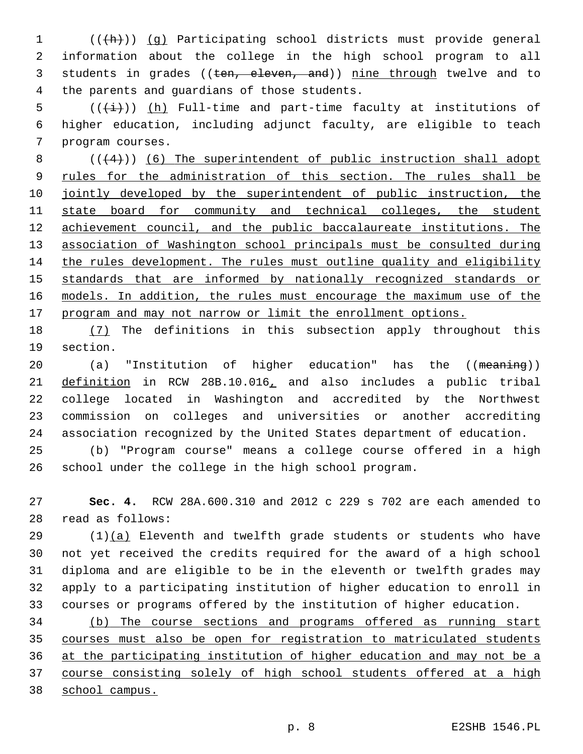(((h))) (g) Participating school districts must provide general information about the college in the high school program to all students in grades ((ten, eleven, and)) nine through twelve and to the parents and guardians of those students.

(((i))) (h) Full-time and part-time faculty at institutions of higher education, including adjunct faculty, are eligible to teach program courses.

(((4))) (6) The superintendent of public instruction shall adopt rules for the administration of this section. The rules shall be jointly developed by the superintendent of public instruction, the state board for community and technical colleges, the student achievement council, and the public baccalaureate institutions. The association of Washington school principals must be consulted during the rules development. The rules must outline quality and eligibility standards that are informed by nationally recognized standards or models. In addition, the rules must encourage the maximum use of the program and may not narrow or limit the enrollment options.

(7) The definitions in this subsection apply throughout this section.

(a) "Institution of higher education" has the ((meaning)) definition in RCW 28B.10.016, and also includes a public tribal college located in Washington and accredited by the Northwest commission on colleges and universities or another accrediting association recognized by the United States department of education.

(b) "Program course" means a college course offered in a high school under the college in the high school program.

**Sec. 4.** RCW 28A.600.310 and 2012 c 229 s 702 are each amended to read as follows:

(1)(a) Eleventh and twelfth grade students or students who have not yet received the credits required for the award of a high school diploma and are eligible to be in the eleventh or twelfth grades may apply to a participating institution of higher education to enroll in courses or programs offered by the institution of higher education.

(b) The course sections and programs offered as running start courses must also be open for registration to matriculated students at the participating institution of higher education and may not be a course consisting solely of high school students offered at a high school campus.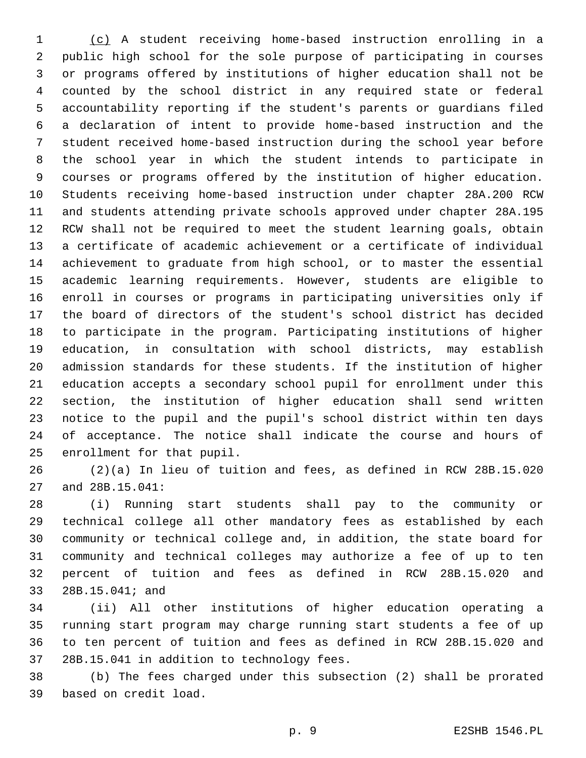(c) A student receiving home-based instruction enrolling in a public high school for the sole purpose of participating in courses or programs offered by institutions of higher education shall not be counted by the school district in any required state or federal accountability reporting if the student's parents or guardians filed a declaration of intent to provide home-based instruction and the student received home-based instruction during the school year before the school year in which the student intends to participate in courses or programs offered by the institution of higher education. Students receiving home-based instruction under chapter 28A.200 RCW and students attending private schools approved under chapter 28A.195 RCW shall not be required to meet the student learning goals, obtain a certificate of academic achievement or a certificate of individual achievement to graduate from high school, or to master the essential academic learning requirements. However, students are eligible to enroll in courses or programs in participating universities only if the board of directors of the student's school district has decided to participate in the program. Participating institutions of higher education, in consultation with school districts, may establish admission standards for these students. If the institution of higher education accepts a secondary school pupil for enrollment under this section, the institution of higher education shall send written notice to the pupil and the pupil's school district within ten days of acceptance. The notice shall indicate the course and hours of enrollment for that pupil.

(2)(a) In lieu of tuition and fees, as defined in RCW 28B.15.020 and 28B.15.041:

(i) Running start students shall pay to the community or technical college all other mandatory fees as established by each community or technical college and, in addition, the state board for community and technical colleges may authorize a fee of up to ten percent of tuition and fees as defined in RCW 28B.15.020 and 28B.15.041; and

(ii) All other institutions of higher education operating a running start program may charge running start students a fee of up to ten percent of tuition and fees as defined in RCW 28B.15.020 and 28B.15.041 in addition to technology fees.

(b) The fees charged under this subsection (2) shall be prorated based on credit load.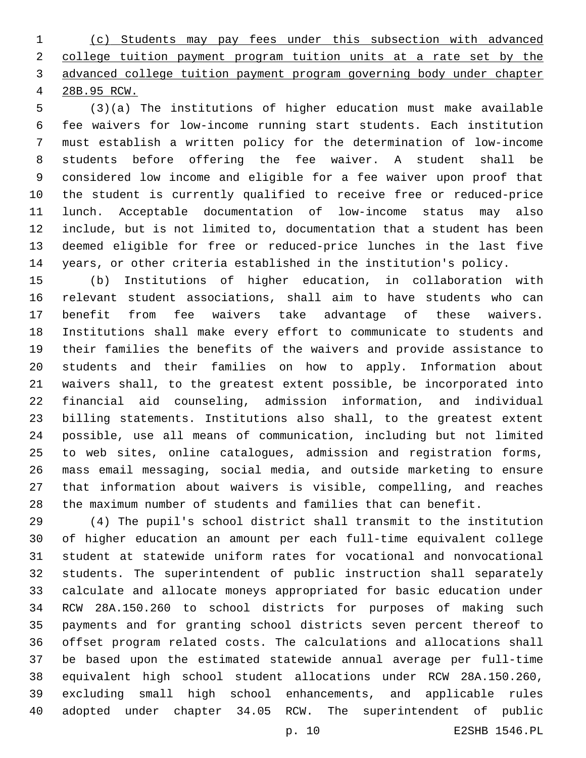<u>(c) Students may pay fees under this subsection with advanced college tuition payment program tuition units at a rate set by the advanced college tuition payment program governing body under chapter 28B.95 RCW.</u>

(3)(a) The institutions of higher education must make available fee waivers for low-income running start students. Each institution must establish a written policy for the determination of low-income students before offering the fee waiver. A student shall be considered low income and eligible for a fee waiver upon proof that the student is currently qualified to receive free or reduced-price lunch. Acceptable documentation of low-income status may also include, but is not limited to, documentation that a student has been deemed eligible for free or reduced-price lunches in the last five years, or other criteria established in the institution's policy.

(b) Institutions of higher education, in collaboration with relevant student associations, shall aim to have students who can benefit from fee waivers take advantage of these waivers. Institutions shall make every effort to communicate to students and their families the benefits of the waivers and provide assistance to students and their families on how to apply. Information about waivers shall, to the greatest extent possible, be incorporated into financial aid counseling, admission information, and individual billing statements. Institutions also shall, to the greatest extent possible, use all means of communication, including but not limited to web sites, online catalogues, admission and registration forms, mass email messaging, social media, and outside marketing to ensure that information about waivers is visible, compelling, and reaches the maximum number of students and families that can benefit.

(4) The pupil's school district shall transmit to the institution of higher education an amount per each full-time equivalent college student at statewide uniform rates for vocational and nonvocational students. The superintendent of public instruction shall separately calculate and allocate moneys appropriated for basic education under RCW 28A.150.260 to school districts for purposes of making such payments and for granting school districts seven percent thereof to offset program related costs. The calculations and allocations shall be based upon the estimated statewide annual average per full-time equivalent high school student allocations under RCW 28A.150.260, excluding small high school enhancements, and applicable rules adopted under chapter 34.05 RCW. The superintendent of public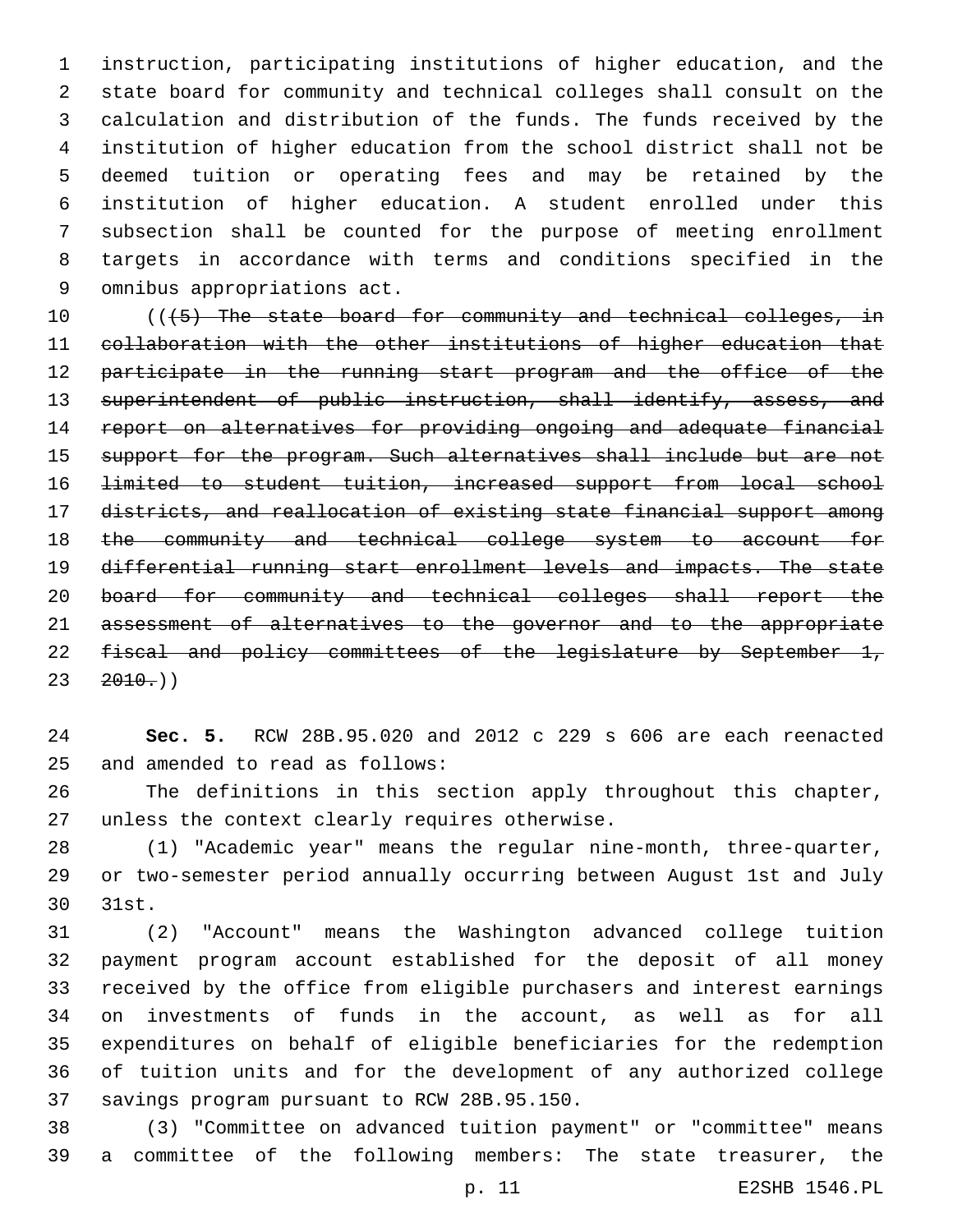instruction, participating institutions of higher education, and the state board for community and technical colleges shall consult on the calculation and distribution of the funds. The funds received by the institution of higher education from the school district shall not be deemed tuition or operating fees and may be retained by the institution of higher education. A student enrolled under this subsection shall be counted for the purpose of meeting enrollment targets in accordance with terms and conditions specified in the omnibus appropriations act.

((~~(5) The state board for community and technical colleges, in collaboration with the other institutions of higher education that participate in the running start program and the office of the superintendent of public instruction, shall identify, assess, and report on alternatives for providing ongoing and adequate financial support for the program. Such alternatives shall include but are not limited to student tuition, increased support from local school districts, and reallocation of existing state financial support among the community and technical college system to account for differential running start enrollment levels and impacts. The state board for community and technical colleges shall report the assessment of alternatives to the governor and to the appropriate fiscal and policy committees of the legislature by September 1, 2010.~~))

**Sec. 5.** RCW 28B.95.020 and 2012 c 229 s 606 are each reenacted and amended to read as follows:

The definitions in this section apply throughout this chapter, unless the context clearly requires otherwise.

(1) "Academic year" means the regular nine-month, three-quarter, or two-semester period annually occurring between August 1st and July 31st.

(2) "Account" means the Washington advanced college tuition payment program account established for the deposit of all money received by the office from eligible purchasers and interest earnings on investments of funds in the account, as well as for all expenditures on behalf of eligible beneficiaries for the redemption of tuition units and for the development of any authorized college savings program pursuant to RCW 28B.95.150.

(3) "Committee on advanced tuition payment" or "committee" means a committee of the following members: The state treasurer, the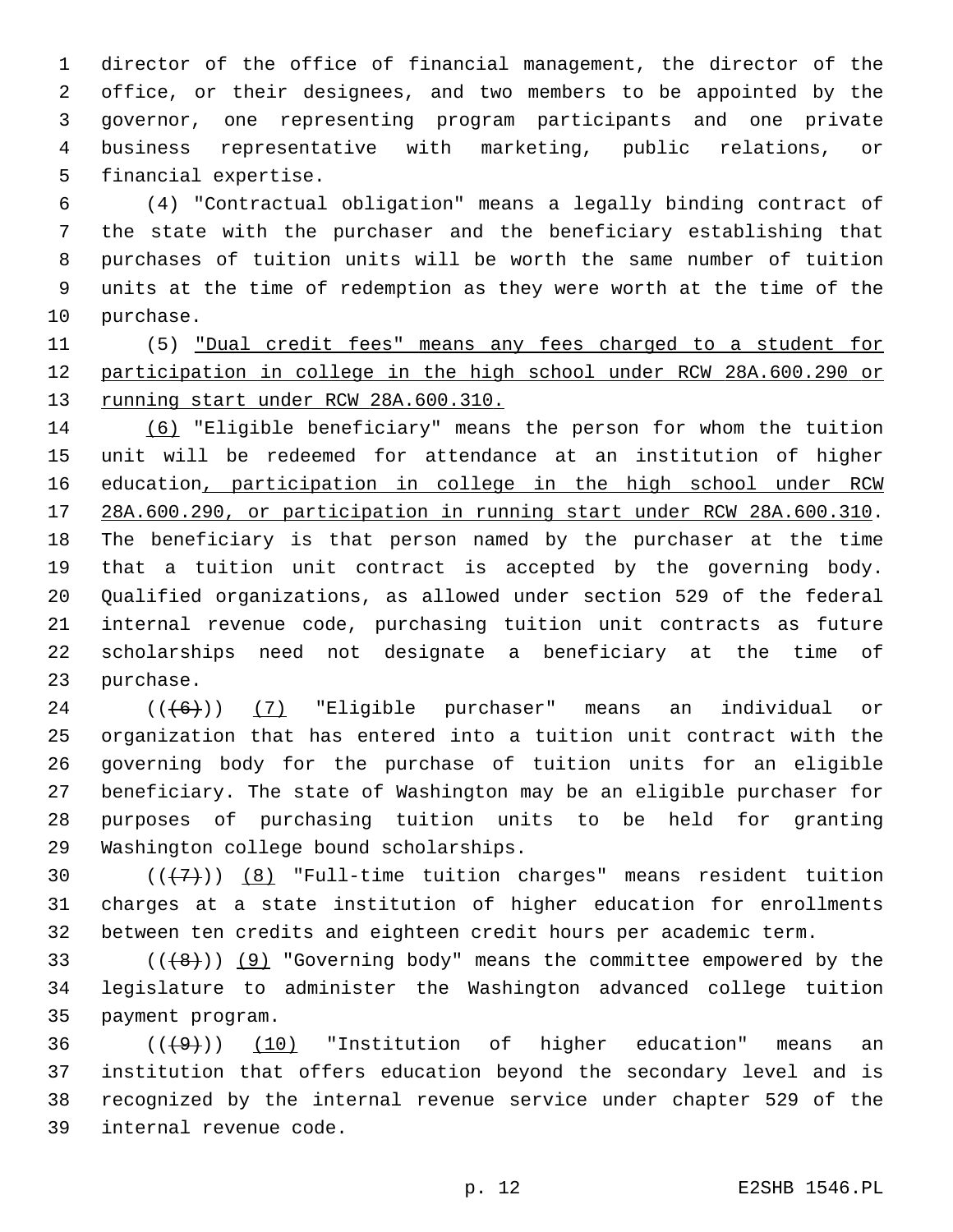director of the office of financial management, the director of the office, or their designees, and two members to be appointed by the governor, one representing program participants and one private business representative with marketing, public relations, or financial expertise.

(4) "Contractual obligation" means a legally binding contract of the state with the purchaser and the beneficiary establishing that purchases of tuition units will be worth the same number of tuition units at the time of redemption as they were worth at the time of the purchase.

(5) "Dual credit fees" means any fees charged to a student for participation in college in the high school under RCW 28A.600.290 or running start under RCW 28A.600.310.

(6) "Eligible beneficiary" means the person for whom the tuition unit will be redeemed for attendance at an institution of higher education, participation in college in the high school under RCW 28A.600.290, or participation in running start under RCW 28A.600.310. The beneficiary is that person named by the purchaser at the time that a tuition unit contract is accepted by the governing body. Qualified organizations, as allowed under section 529 of the federal internal revenue code, purchasing tuition unit contracts as future scholarships need not designate a beneficiary at the time of purchase.

(((6))) (7) "Eligible purchaser" means an individual or organization that has entered into a tuition unit contract with the governing body for the purchase of tuition units for an eligible beneficiary. The state of Washington may be an eligible purchaser for purposes of purchasing tuition units to be held for granting Washington college bound scholarships.

(((7))) (8) "Full-time tuition charges" means resident tuition charges at a state institution of higher education for enrollments between ten credits and eighteen credit hours per academic term.

(((8))) (9) "Governing body" means the committee empowered by the legislature to administer the Washington advanced college tuition payment program.

(((9))) (10) "Institution of higher education" means an institution that offers education beyond the secondary level and is recognized by the internal revenue service under chapter 529 of the internal revenue code.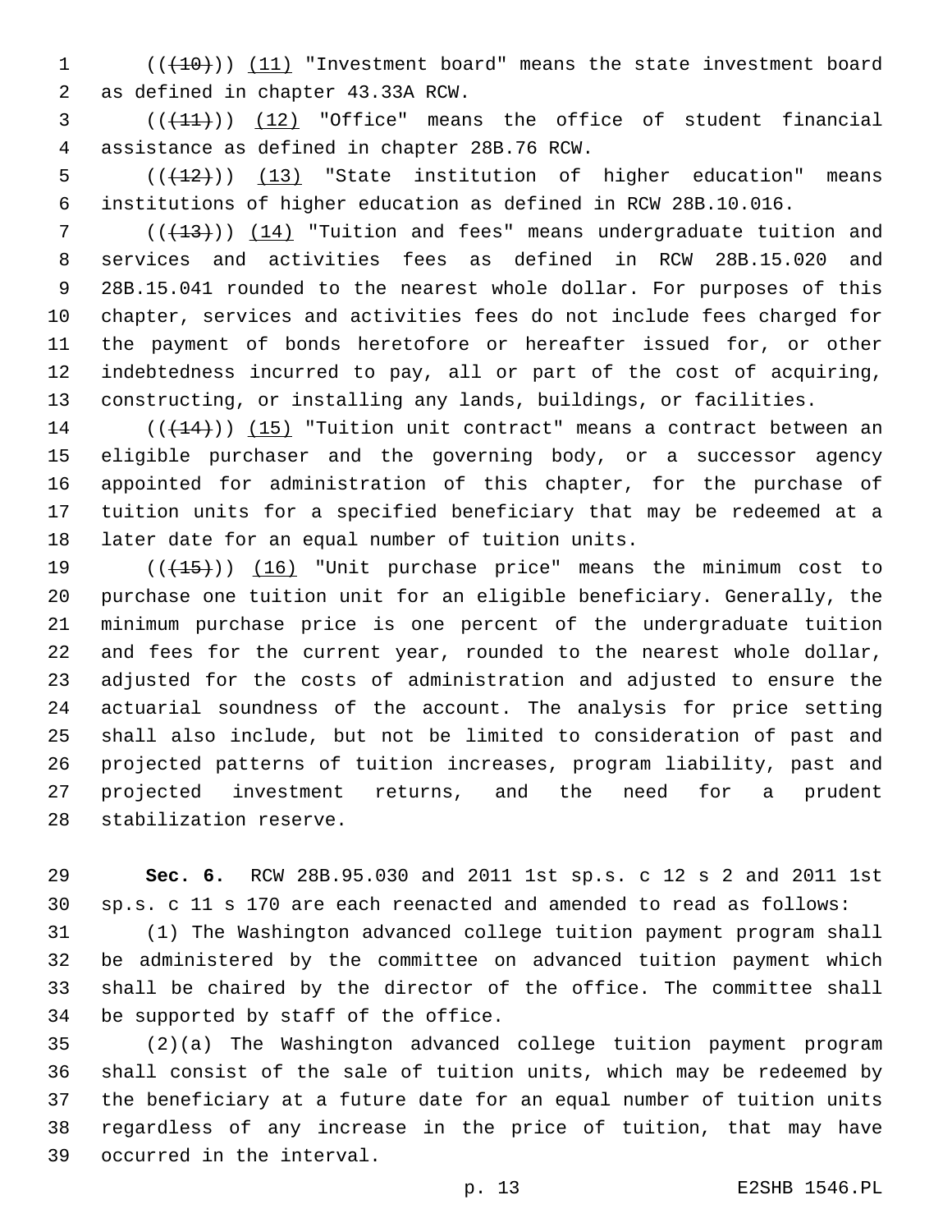((~~(10)~~)) <u>(11)</u> "Investment board" means the state investment board as defined in chapter 43.33A RCW.

((~~(11)~~)) <u>(12)</u> "Office" means the office of student financial assistance as defined in chapter 28B.76 RCW.

((~~(12)~~)) <u>(13)</u> "State institution of higher education" means institutions of higher education as defined in RCW 28B.10.016.

((~~(13)~~)) <u>(14)</u> "Tuition and fees" means undergraduate tuition and services and activities fees as defined in RCW 28B.15.020 and 28B.15.041 rounded to the nearest whole dollar. For purposes of this chapter, services and activities fees do not include fees charged for the payment of bonds heretofore or hereafter issued for, or other indebtedness incurred to pay, all or part of the cost of acquiring, constructing, or installing any lands, buildings, or facilities.

((~~(14)~~)) <u>(15)</u> "Tuition unit contract" means a contract between an eligible purchaser and the governing body, or a successor agency appointed for administration of this chapter, for the purchase of tuition units for a specified beneficiary that may be redeemed at a later date for an equal number of tuition units.

((~~(15)~~)) <u>(16)</u> "Unit purchase price" means the minimum cost to purchase one tuition unit for an eligible beneficiary. Generally, the minimum purchase price is one percent of the undergraduate tuition and fees for the current year, rounded to the nearest whole dollar, adjusted for the costs of administration and adjusted to ensure the actuarial soundness of the account. The analysis for price setting shall also include, but not be limited to consideration of past and projected patterns of tuition increases, program liability, past and projected investment returns, and the need for a prudent stabilization reserve.

**Sec. 6.** RCW 28B.95.030 and 2011 1st sp.s. c 12 s 2 and 2011 1st sp.s. c 11 s 170 are each reenacted and amended to read as follows:

(1) The Washington advanced college tuition payment program shall be administered by the committee on advanced tuition payment which shall be chaired by the director of the office. The committee shall be supported by staff of the office.

(2)(a) The Washington advanced college tuition payment program shall consist of the sale of tuition units, which may be redeemed by the beneficiary at a future date for an equal number of tuition units regardless of any increase in the price of tuition, that may have occurred in the interval.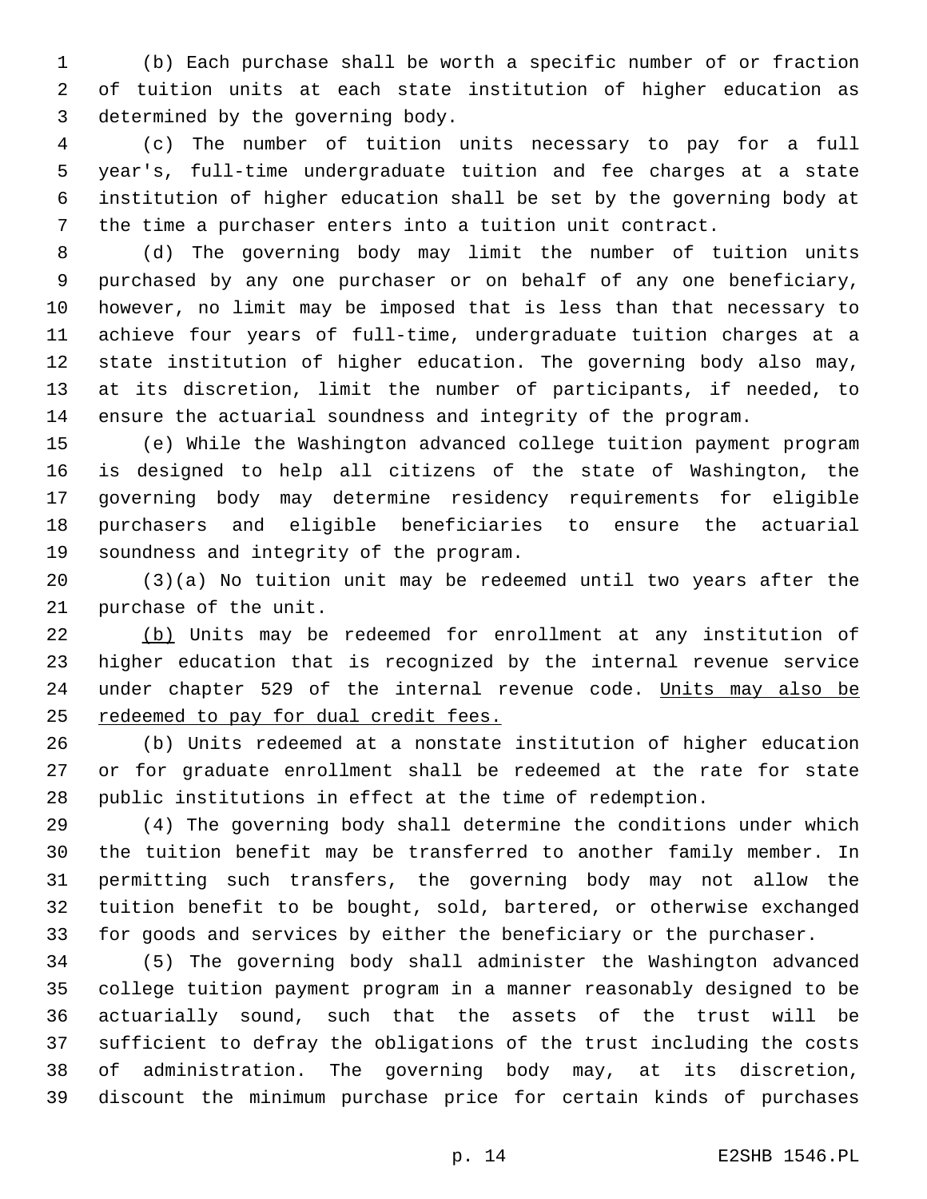(b) Each purchase shall be worth a specific number of or fraction of tuition units at each state institution of higher education as determined by the governing body.

(c) The number of tuition units necessary to pay for a full year's, full-time undergraduate tuition and fee charges at a state institution of higher education shall be set by the governing body at the time a purchaser enters into a tuition unit contract.

(d) The governing body may limit the number of tuition units purchased by any one purchaser or on behalf of any one beneficiary, however, no limit may be imposed that is less than that necessary to achieve four years of full-time, undergraduate tuition charges at a state institution of higher education. The governing body also may, at its discretion, limit the number of participants, if needed, to ensure the actuarial soundness and integrity of the program.

(e) While the Washington advanced college tuition payment program is designed to help all citizens of the state of Washington, the governing body may determine residency requirements for eligible purchasers and eligible beneficiaries to ensure the actuarial soundness and integrity of the program.

(3)(a) No tuition unit may be redeemed until two years after the purchase of the unit.

<u>(b)</u> Units may be redeemed for enrollment at any institution of higher education that is recognized by the internal revenue service under chapter 529 of the internal revenue code. <u>Units may also be redeemed to pay for dual credit fees.</u>

(b) Units redeemed at a nonstate institution of higher education or for graduate enrollment shall be redeemed at the rate for state public institutions in effect at the time of redemption.

(4) The governing body shall determine the conditions under which the tuition benefit may be transferred to another family member. In permitting such transfers, the governing body may not allow the tuition benefit to be bought, sold, bartered, or otherwise exchanged for goods and services by either the beneficiary or the purchaser.

(5) The governing body shall administer the Washington advanced college tuition payment program in a manner reasonably designed to be actuarially sound, such that the assets of the trust will be sufficient to defray the obligations of the trust including the costs of administration. The governing body may, at its discretion, discount the minimum purchase price for certain kinds of purchases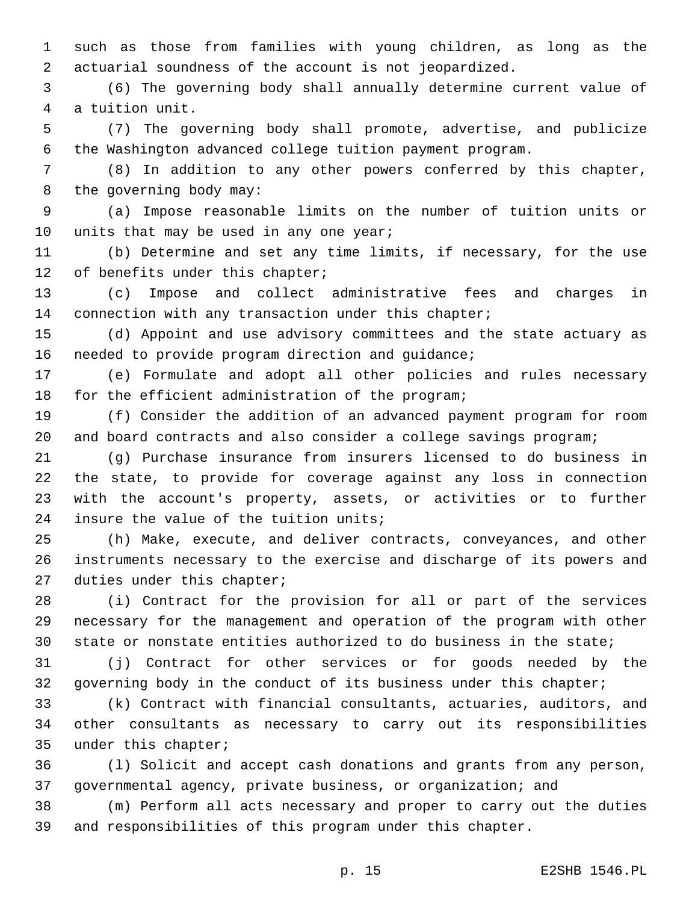such as those from families with young children, as long as the actuarial soundness of the account is not jeopardized.

(6) The governing body shall annually determine current value of a tuition unit.

(7) The governing body shall promote, advertise, and publicize the Washington advanced college tuition payment program.

(8) In addition to any other powers conferred by this chapter, the governing body may:

(a) Impose reasonable limits on the number of tuition units or units that may be used in any one year;

(b) Determine and set any time limits, if necessary, for the use of benefits under this chapter;

(c) Impose and collect administrative fees and charges in connection with any transaction under this chapter;

(d) Appoint and use advisory committees and the state actuary as needed to provide program direction and guidance;

(e) Formulate and adopt all other policies and rules necessary for the efficient administration of the program;

(f) Consider the addition of an advanced payment program for room and board contracts and also consider a college savings program;

(g) Purchase insurance from insurers licensed to do business in the state, to provide for coverage against any loss in connection with the account's property, assets, or activities or to further insure the value of the tuition units;

(h) Make, execute, and deliver contracts, conveyances, and other instruments necessary to the exercise and discharge of its powers and duties under this chapter;

(i) Contract for the provision for all or part of the services necessary for the management and operation of the program with other state or nonstate entities authorized to do business in the state;

(j) Contract for other services or for goods needed by the governing body in the conduct of its business under this chapter;

(k) Contract with financial consultants, actuaries, auditors, and other consultants as necessary to carry out its responsibilities under this chapter;

(l) Solicit and accept cash donations and grants from any person, governmental agency, private business, or organization; and

(m) Perform all acts necessary and proper to carry out the duties and responsibilities of this program under this chapter.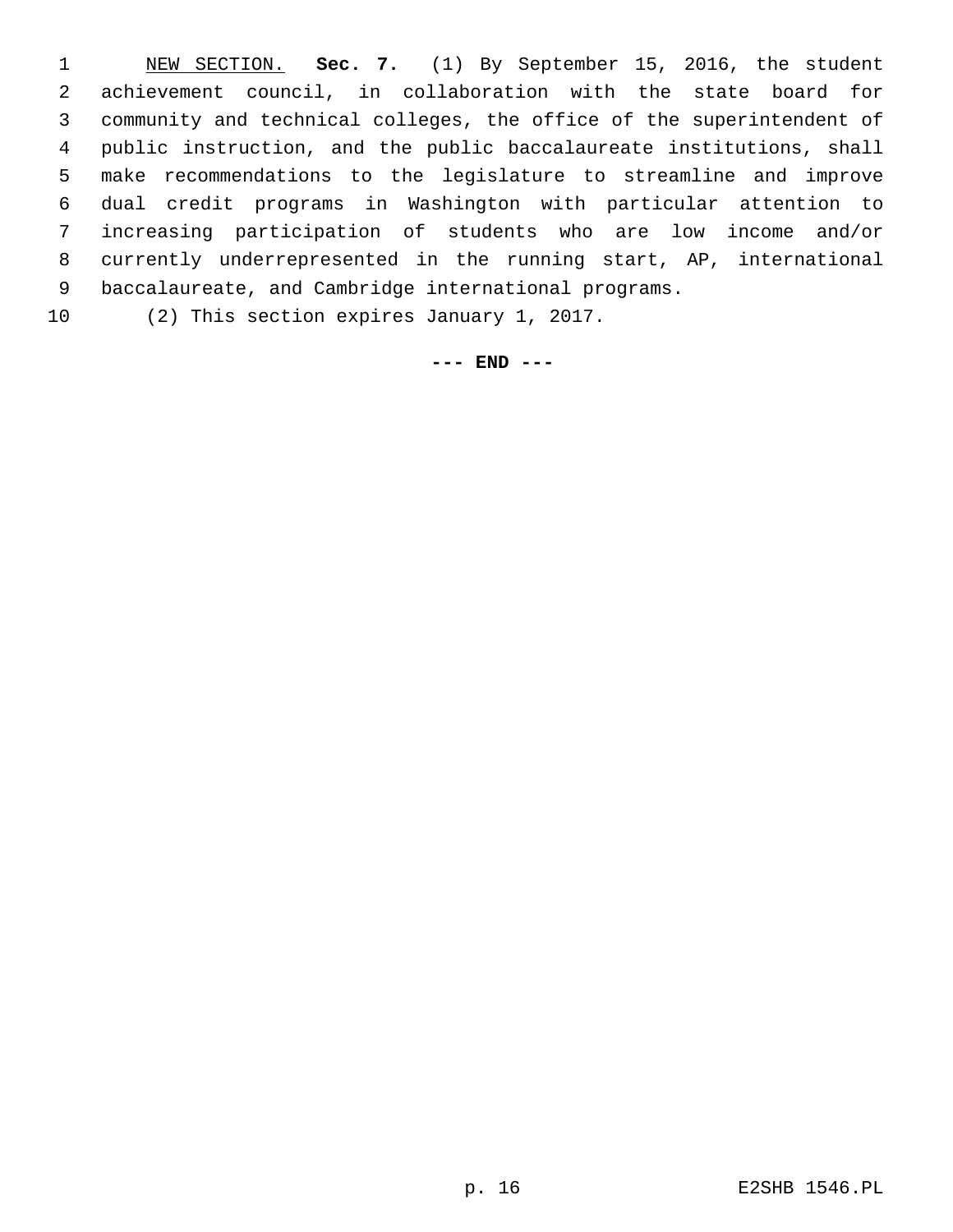NEW SECTION. **Sec. 7.** (1) By September 15, 2016, the student achievement council, in collaboration with the state board for community and technical colleges, the office of the superintendent of public instruction, and the public baccalaureate institutions, shall make recommendations to the legislature to streamline and improve dual credit programs in Washington with particular attention to increasing participation of students who are low income and/or currently underrepresented in the running start, AP, international baccalaureate, and Cambridge international programs.

(2) This section expires January 1, 2017.

**--- END ---**